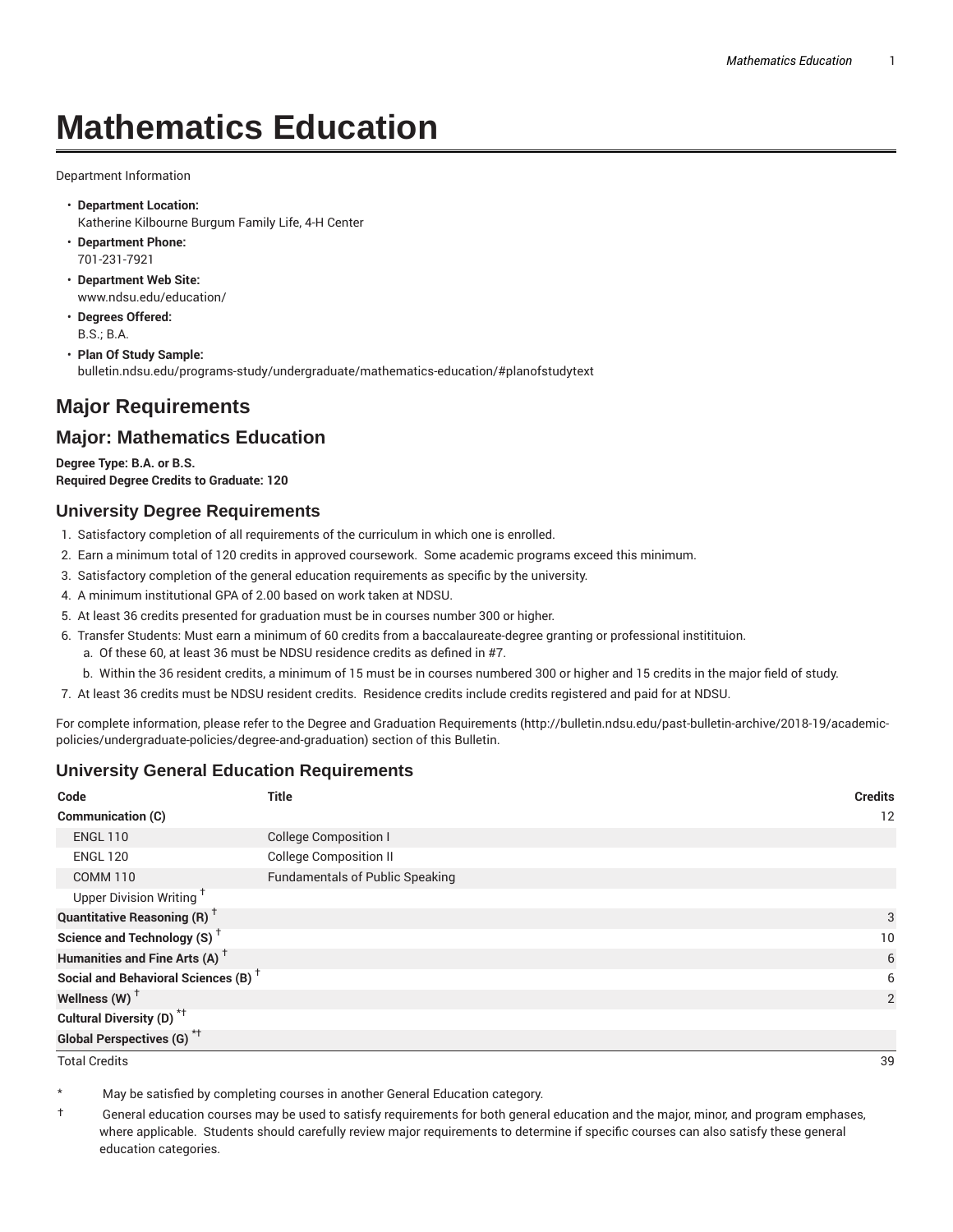# Mathematics Education

Department Information

- **Department Location:**
  Katherine Kilbourne Burgum Family Life, 4-H Center
- **Department Phone:**
  701-231-7921
- **Department Web Site:**
  www.ndsu.edu/education/
- **Degrees Offered:**
  B.S.; B.A.
- **Plan Of Study Sample:**
  bulletin.ndsu.edu/programs-study/undergraduate/mathematics-education/#planofstudytext

## Major Requirements

## Major: Mathematics Education

**Degree Type: B.A. or B.S.**
**Required Degree Credits to Graduate: 120**

### University Degree Requirements

1. Satisfactory completion of all requirements of the curriculum in which one is enrolled.
2. Earn a minimum total of 120 credits in approved coursework. Some academic programs exceed this minimum.
3. Satisfactory completion of the general education requirements as specific by the university.
4. A minimum institutional GPA of 2.00 based on work taken at NDSU.
5. At least 36 credits presented for graduation must be in courses number 300 or higher.
6. Transfer Students: Must earn a minimum of 60 credits from a baccalaureate-degree granting or professional instititutuion.
   a. Of these 60, at least 36 must be NDSU residence credits as defined in #7.
   b. Within the 36 resident credits, a minimum of 15 must be in courses numbered 300 or higher and 15 credits in the major field of study.
7. At least 36 credits must be NDSU resident credits. Residence credits include credits registered and paid for at NDSU.

For complete information, please refer to the Degree and Graduation Requirements (http://bulletin.ndsu.edu/past-bulletin-archive/2018-19/academic-policies/undergraduate-policies/degree-and-graduation) section of this Bulletin.

### University General Education Requirements

| Code | Title | Credits |
|---|---|---|
| **Communication (C)** | | 12 |
| ENGL 110 | College Composition I | |
| ENGL 120 | College Composition II | |
| COMM 110 | Fundamentals of Public Speaking | |
| Upper Division Writing † | | |
| **Quantitative Reasoning (R)** † | | 3 |
| **Science and Technology (S)** † | | 10 |
| **Humanities and Fine Arts (A)** † | | 6 |
| **Social and Behavioral Sciences (B)** † | | 6 |
| **Wellness (W)** † | | 2 |
| **Cultural Diversity (D)** *† | | |
| **Global Perspectives (G)** *† | | |
| Total Credits | | 39 |

\* May be satisfied by completing courses in another General Education category.

† General education courses may be used to satisfy requirements for both general education and the major, minor, and program emphases, where applicable. Students should carefully review major requirements to determine if specific courses can also satisfy these general education categories.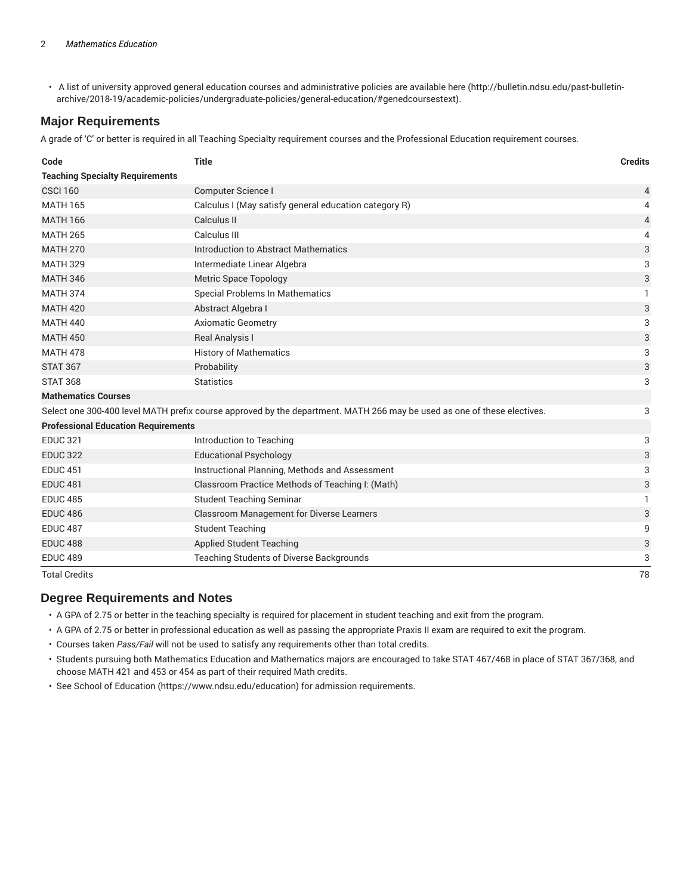- A list of university approved general education courses and administrative policies are available here (http://bulletin.ndsu.edu/past-bulletin-archive/2018-19/academic-policies/undergraduate-policies/general-education/#genedcoursestext).

## Major Requirements

A grade of 'C' or better is required in all Teaching Specialty requirement courses and the Professional Education requirement courses.

| Code | Title | Credits |
|---|---|---|
| **Teaching Specialty Requirements** | | |
| CSCI 160 | Computer Science I | 4 |
| MATH 165 | Calculus I (May satisfy general education category R) | 4 |
| MATH 166 | Calculus II | 4 |
| MATH 265 | Calculus III | 4 |
| MATH 270 | Introduction to Abstract Mathematics | 3 |
| MATH 329 | Intermediate Linear Algebra | 3 |
| MATH 346 | Metric Space Topology | 3 |
| MATH 374 | Special Problems In Mathematics | 1 |
| MATH 420 | Abstract Algebra I | 3 |
| MATH 440 | Axiomatic Geometry | 3 |
| MATH 450 | Real Analysis I | 3 |
| MATH 478 | History of Mathematics | 3 |
| STAT 367 | Probability | 3 |
| STAT 368 | Statistics | 3 |
| **Mathematics Courses** | | |
| Select one 300-400 level MATH prefix course approved by the department. MATH 266 may be used as one of these electives. | | 3 |
| **Professional Education Requirements** | | |
| EDUC 321 | Introduction to Teaching | 3 |
| EDUC 322 | Educational Psychology | 3 |
| EDUC 451 | Instructional Planning, Methods and Assessment | 3 |
| EDUC 481 | Classroom Practice Methods of Teaching I: (Math) | 3 |
| EDUC 485 | Student Teaching Seminar | 1 |
| EDUC 486 | Classroom Management for Diverse Learners | 3 |
| EDUC 487 | Student Teaching | 9 |
| EDUC 488 | Applied Student Teaching | 3 |
| EDUC 489 | Teaching Students of Diverse Backgrounds | 3 |
| Total Credits | | 78 |

## Degree Requirements and Notes

- A GPA of 2.75 or better in the teaching specialty is required for placement in student teaching and exit from the program.
- A GPA of 2.75 or better in professional education as well as passing the appropriate Praxis II exam are required to exit the program.
- Courses taken *Pass/Fail* will not be used to satisfy any requirements other than total credits.
- Students pursuing both Mathematics Education and Mathematics majors are encouraged to take STAT 467/468 in place of STAT 367/368, and choose MATH 421 and 453 or 454 as part of their required Math credits.
- See School of Education (https://www.ndsu.edu/education) for admission requirements.